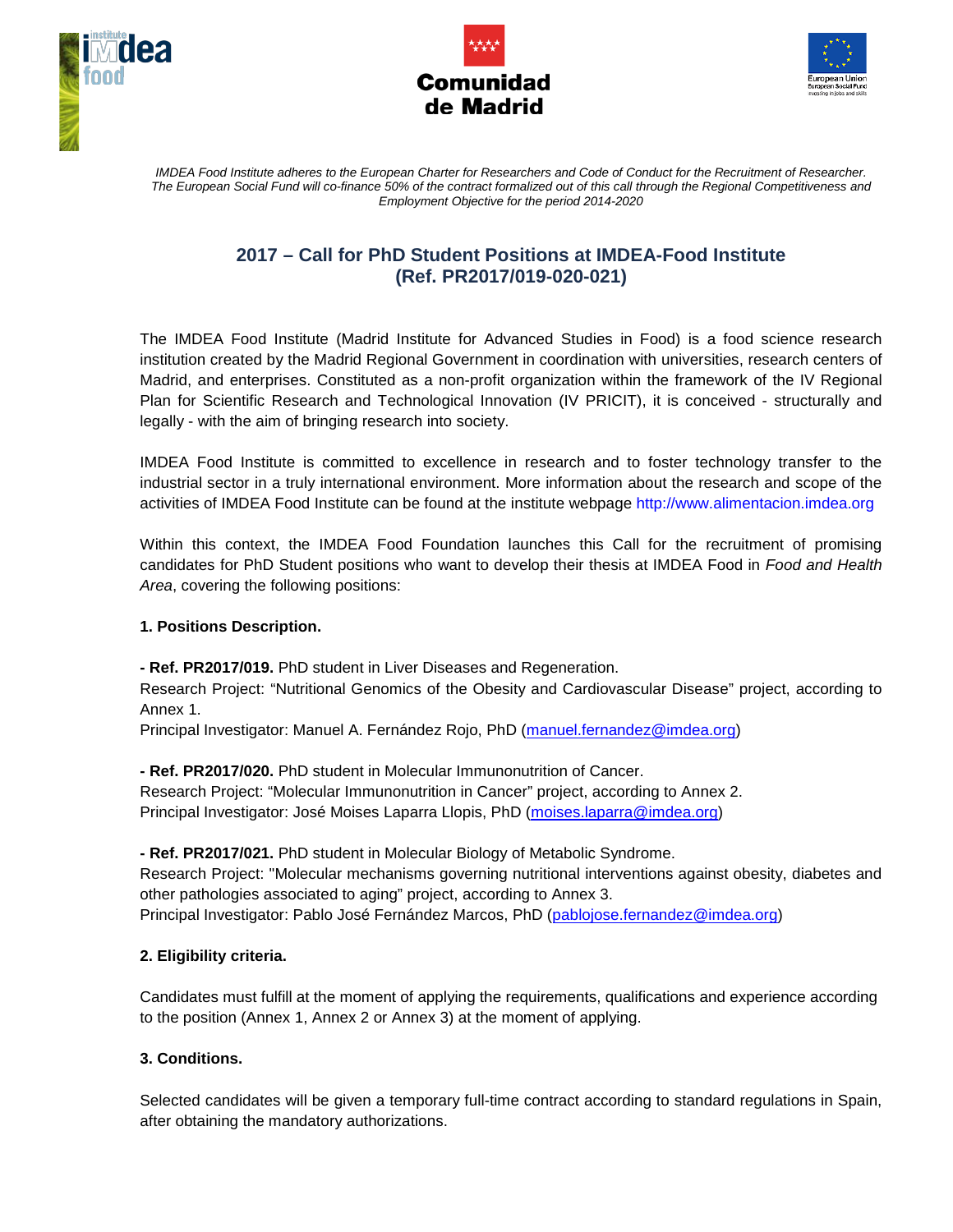*IMDEA Food Institute adheres to the European Charter for Researchers and Code of Conduct for the Recruitment of Researcher. The European Social Fund will co-finance 50% of the contract formalized out of this call through the Regional Competitiveness and Employment Objective for the period 2014-2020*

## 2017 – Call for PhD Student Positions at IMDEA-Food Institute (Ref. PR2017/019-020-021)

The IMDEA Food Institute (Madrid Institute for Advanced Studies in Food) is a food science research institution created by the Madrid Regional Government in coordination with universities, research centers of Madrid, and enterprises. Constituted as a non-profit organization within the framework of the IV Regional Plan for Scientific Research and Technological Innovation (IV PRICIT), it is conceived - structurally and legally - with the aim of bringing research into society.

IMDEA Food Institute is committed to excellence in research and to foster technology transfer to the industrial sector in a truly international environment. More information about the research and scope of the activities of IMDEA Food Institute can be found at the institute webpage http://www.alimentacion.imdea.org

Within this context, the IMDEA Food Foundation launches this Call for the recruitment of promising candidates for PhD Student positions who want to develop their thesis at IMDEA Food in *Food and Health Area*, covering the following positions:

**1. Positions Description.**

**- Ref. PR2017/019.** PhD student in Liver Diseases and Regeneration.
Research Project: "Nutritional Genomics of the Obesity and Cardiovascular Disease" project, according to Annex 1.
Principal Investigator: Manuel A. Fernández Rojo, PhD (manuel.fernandez@imdea.org)

**- Ref. PR2017/020.** PhD student in Molecular Immunonutrition of Cancer.
Research Project: "Molecular Immunonutrition in Cancer" project, according to Annex 2.
Principal Investigator: José Moises Laparra Llopis, PhD (moises.laparra@imdea.org)

**- Ref. PR2017/021.** PhD student in Molecular Biology of Metabolic Syndrome.
Research Project: "Molecular mechanisms governing nutritional interventions against obesity, diabetes and other pathologies associated to aging" project, according to Annex 3.
Principal Investigator: Pablo José Fernández Marcos, PhD (pablojose.fernandez@imdea.org)

**2. Eligibility criteria.**

Candidates must fulfill at the moment of applying the requirements, qualifications and experience according to the position (Annex 1, Annex 2 or Annex 3) at the moment of applying.

**3. Conditions.**

Selected candidates will be given a temporary full-time contract according to standard regulations in Spain, after obtaining the mandatory authorizations.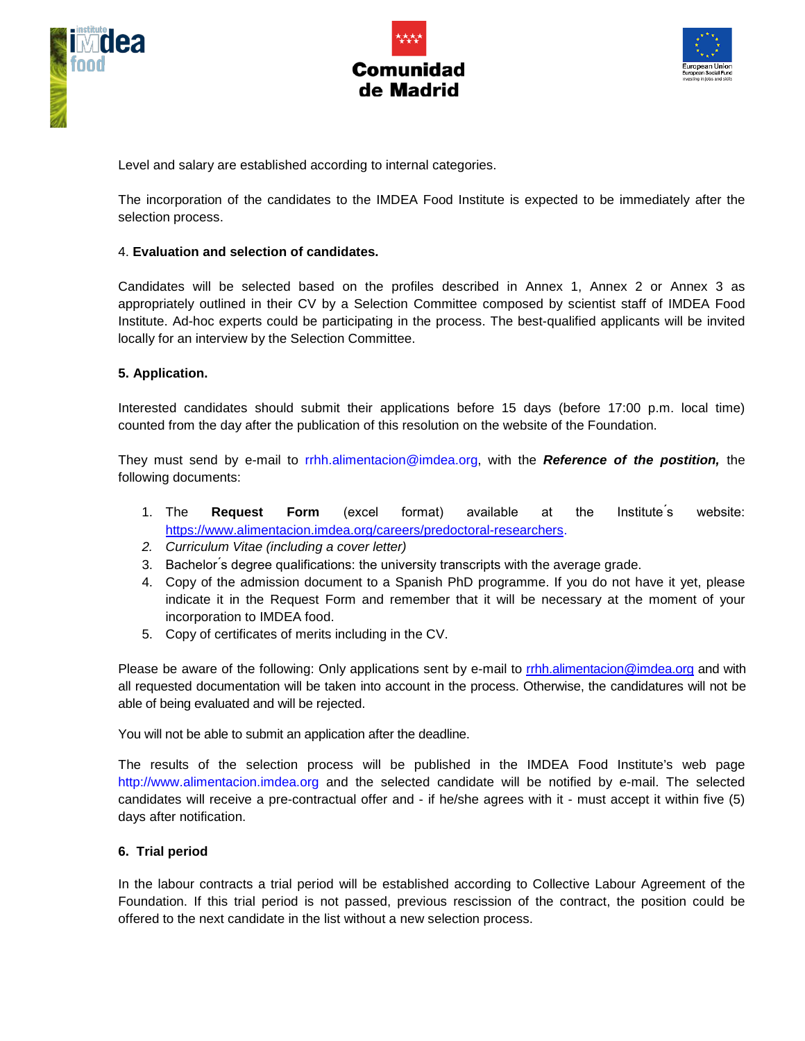Level and salary are established according to internal categories.

The incorporation of the candidates to the IMDEA Food Institute is expected to be immediately after the selection process.

4. **Evaluation and selection of candidates.**

Candidates will be selected based on the profiles described in Annex 1, Annex 2 or Annex 3 as appropriately outlined in their CV by a Selection Committee composed by scientist staff of IMDEA Food Institute. Ad-hoc experts could be participating in the process. The best-qualified applicants will be invited locally for an interview by the Selection Committee.

**5. Application.**

Interested candidates should submit their applications before 15 days (before 17:00 p.m. local time) counted from the day after the publication of this resolution on the website of the Foundation.

They must send by e-mail to rrhh.alimentacion@imdea.org, with the ***Reference of the postition,*** the following documents:

1. The **Request Form** (excel format) available at the Institute´s website: https://www.alimentacion.imdea.org/careers/predoctoral-researchers.
2. *Curriculum Vitae (including a cover letter)*
3. Bachelor´s degree qualifications: the university transcripts with the average grade.
4. Copy of the admission document to a Spanish PhD programme. If you do not have it yet, please indicate it in the Request Form and remember that it will be necessary at the moment of your incorporation to IMDEA food.
5. Copy of certificates of merits including in the CV.

Please be aware of the following: Only applications sent by e-mail to rrhh.alimentacion@imdea.org and with all requested documentation will be taken into account in the process. Otherwise, the candidatures will not be able of being evaluated and will be rejected.

You will not be able to submit an application after the deadline.

The results of the selection process will be published in the IMDEA Food Institute's web page http://www.alimentacion.imdea.org and the selected candidate will be notified by e-mail. The selected candidates will receive a pre-contractual offer and - if he/she agrees with it - must accept it within five (5) days after notification.

**6. Trial period**

In the labour contracts a trial period will be established according to Collective Labour Agreement of the Foundation. If this trial period is not passed, previous rescission of the contract, the position could be offered to the next candidate in the list without a new selection process.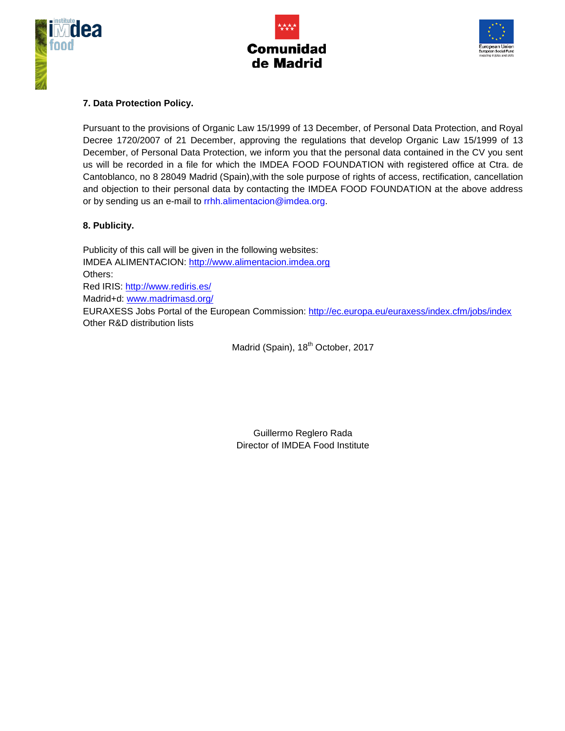**7. Data Protection Policy.**

Pursuant to the provisions of Organic Law 15/1999 of 13 December, of Personal Data Protection, and Royal Decree 1720/2007 of 21 December, approving the regulations that develop Organic Law 15/1999 of 13 December, of Personal Data Protection, we inform you that the personal data contained in the CV you sent us will be recorded in a file for which the IMDEA FOOD FOUNDATION with registered office at Ctra. de Cantoblanco, no 8 28049 Madrid (Spain),with the sole purpose of rights of access, rectification, cancellation and objection to their personal data by contacting the IMDEA FOOD FOUNDATION at the above address or by sending us an e-mail to rrhh.alimentacion@imdea.org.

**8. Publicity.**

Publicity of this call will be given in the following websites:
IMDEA ALIMENTACION: http://www.alimentacion.imdea.org
Others:
Red IRIS: http://www.rediris.es/
Madrid+d: www.madrimasd.org/
EURAXESS Jobs Portal of the European Commission: http://ec.europa.eu/euraxess/index.cfm/jobs/index
Other R&D distribution lists

Madrid (Spain), 18th October, 2017

Guillermo Reglero Rada
Director of IMDEA Food Institute